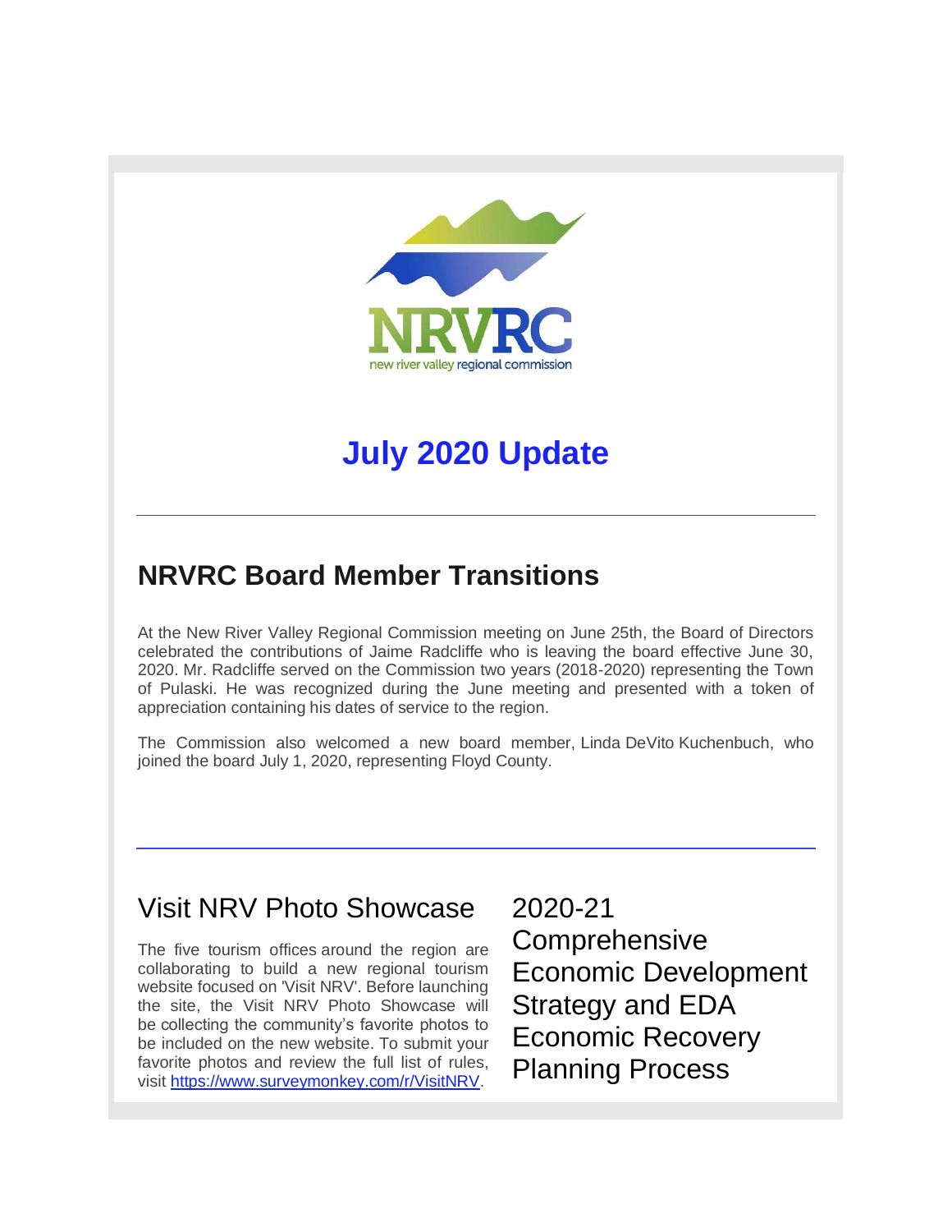NRVRC

new river valley regional commission

# July 2020 Update

## NRVRC Board Member Transitions

At the New River Valley Regional Commission meeting on June 25th, the Board of Directors celebrated the contributions of Jaime Radcliffe who is leaving the board effective June 30, 2020. Mr. Radcliffe served on the Commission two years (2018-2020) representing the Town of Pulaski. He was recognized during the June meeting and presented with a token of appreciation containing his dates of service to the region.

The Commission also welcomed a new board member, Linda DeVito Kuchenbuch, who joined the board July 1, 2020, representing Floyd County.

## Visit NRV Photo Showcase

The five tourism offices around the region are collaborating to build a new regional tourism website focused on 'Visit NRV'. Before launching the site, the Visit NRV Photo Showcase will be collecting the community's favorite photos to be included on the new website. To submit your favorite photos and review the full list of rules, visit https://www.surveymonkey.com/r/VisitNRV.

## 2020-21 Comprehensive Economic Development Strategy and EDA Economic Recovery Planning Process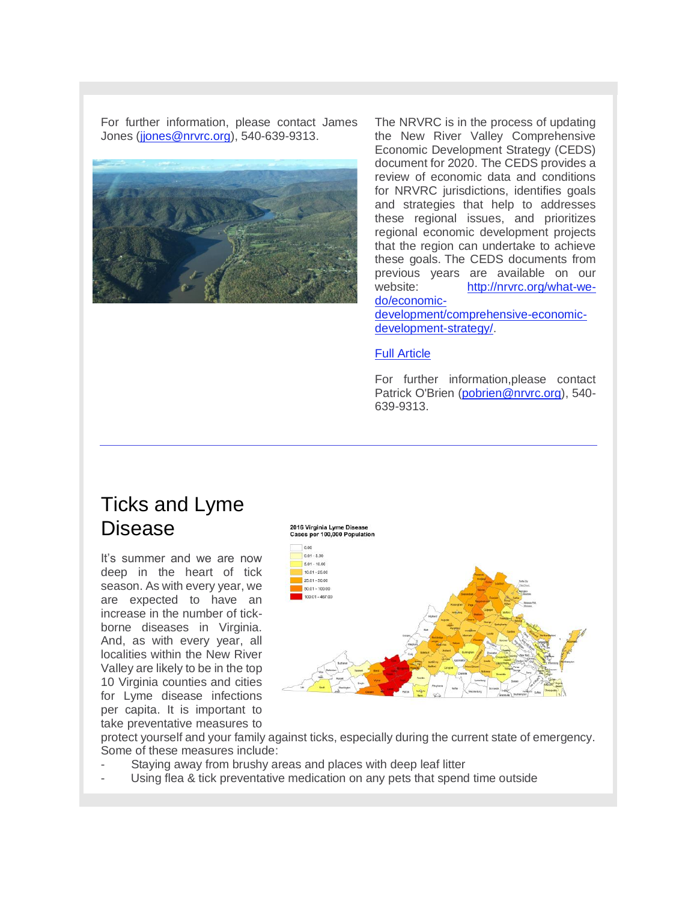For further information, please contact James Jones (jjones@nrvrc.org), 540-639-9313.

The NRVRC is in the process of updating the New River Valley Comprehensive Economic Development Strategy (CEDS) document for 2020. The CEDS provides a review of economic data and conditions for NRVRC jurisdictions, identifies goals and strategies that help to addresses these regional issues, and prioritizes regional economic development projects that the region can undertake to achieve these goals. The CEDS documents from previous years are available on our website: http://nrvrc.org/what-we-do/economic-development/comprehensive-economic-development-strategy/.

Full Article

For further information,please contact Patrick O'Brien (pobrien@nrvrc.org), 540-639-9313.

---

# Ticks and Lyme Disease

It's summer and we are now deep in the heart of tick season. As with every year, we are expected to have an increase in the number of tick-borne diseases in Virginia. And, as with every year, all localities within the New River Valley are likely to be in the top 10 Virginia counties and cities for Lyme disease infections per capita. It is important to take preventative measures to protect yourself and your family against ticks, especially during the current state of emergency. Some of these measures include:

- Staying away from brushy areas and places with deep leaf litter
- Using flea & tick preventative medication on any pets that spend time outside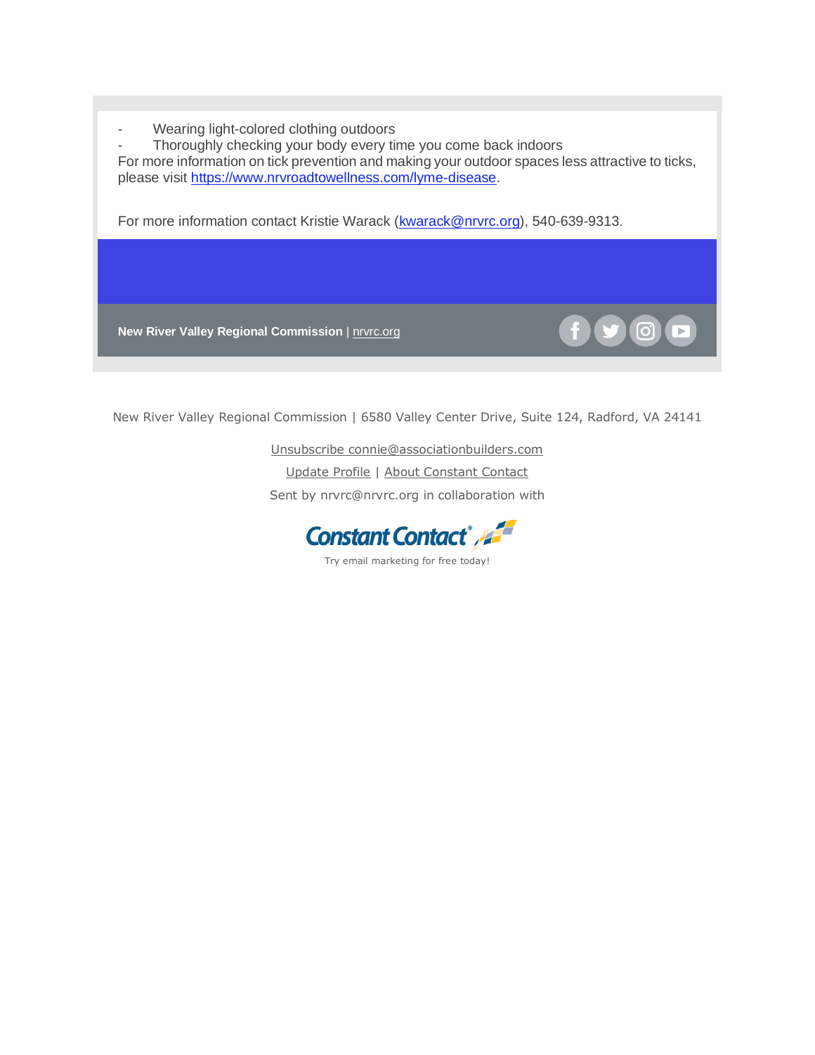- Wearing light-colored clothing outdoors
- Thoroughly checking your body every time you come back indoors

For more information on tick prevention and making your outdoor spaces less attractive to ticks, please visit https://www.nrvroadtowellness.com/lyme-disease.

For more information contact Kristie Warack (kwarack@nrvrc.org), 540-639-9313.

**New River Valley Regional Commission** | nrvrc.org

New River Valley Regional Commission | 6580 Valley Center Drive, Suite 124, Radford, VA 24141

Unsubscribe connie@associationbuilders.com

Update Profile | About Constant Contact

Sent by nrvrc@nrvrc.org in collaboration with

Constant Contact

Try email marketing for free today!